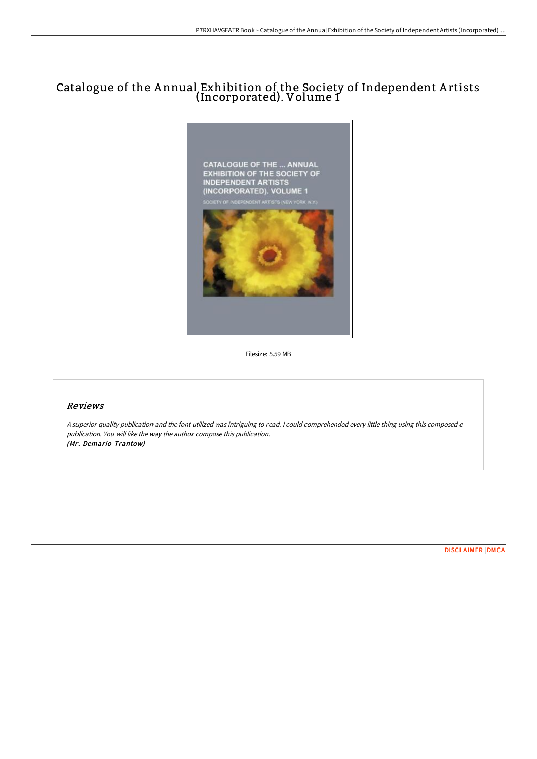# Catalogue of the Annual Exhibition of the Society of Independent Artists (Incorporated). Volume 1

Filesize: 5.59 MB

## Reviews

*A superior quality publication and the font utilized was intriguing to read. I could comprehend every little thing using this composed e publication. You will like the way the author compose this publication.*
***(Mr. Demario Trantow)***

DISCLAIMER | DMCA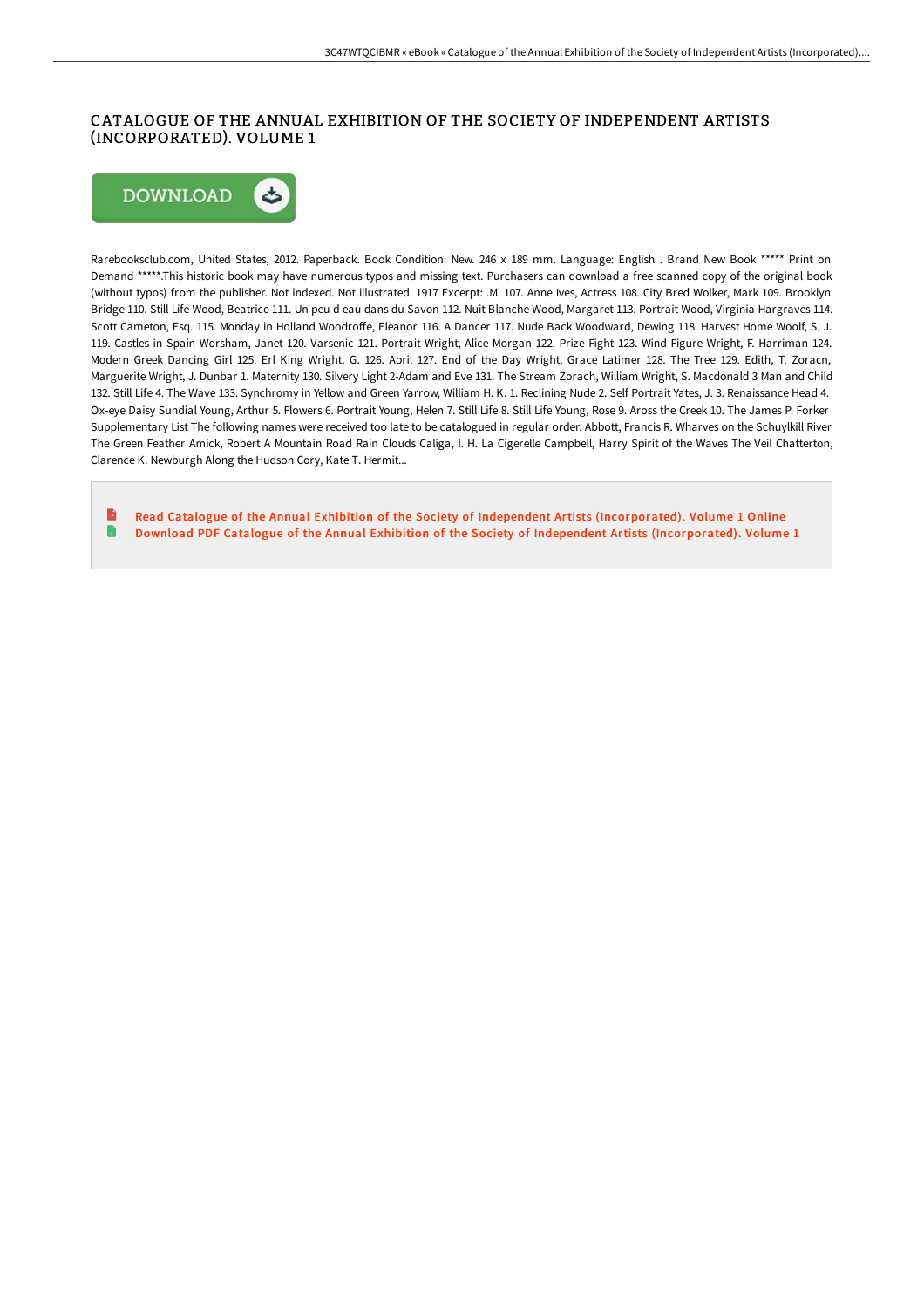# CATALOGUE OF THE ANNUAL EXHIBITION OF THE SOCIETY OF INDEPENDENT ARTISTS (INCORPORATED). VOLUME 1

Rarebooksclub.com, United States, 2012. Paperback. Book Condition: New. 246 x 189 mm. Language: English . Brand New Book ***** Print on Demand *****.This historic book may have numerous typos and missing text. Purchasers can download a free scanned copy of the original book (without typos) from the publisher. Not indexed. Not illustrated. 1917 Excerpt: .M. 107. Anne Ives, Actress 108. City Bred Wolker, Mark 109. Brooklyn Bridge 110. Still Life Wood, Beatrice 111. Un peu d eau dans du Savon 112. Nuit Blanche Wood, Margaret 113. Portrait Wood, Virginia Hargraves 114. Scott Cameton, Esq. 115. Monday in Holland Woodroffe, Eleanor 116. A Dancer 117. Nude Back Woodward, Dewing 118. Harvest Home Woolf, S. J. 119. Castles in Spain Worsham, Janet 120. Varsenic 121. Portrait Wright, Alice Morgan 122. Prize Fight 123. Wind Figure Wright, F. Harriman 124. Modern Greek Dancing Girl 125. Erl King Wright, G. 126. April 127. End of the Day Wright, Grace Latimer 128. The Tree 129. Edith, T. Zoracn, Marguerite Wright, J. Dunbar 1. Maternity 130. Silvery Light 2-Adam and Eve 131. The Stream Zorach, William Wright, S. Macdonald 3 Man and Child 132. Still Life 4. The Wave 133. Synchromy in Yellow and Green Yarrow, William H. K. 1. Reclining Nude 2. Self Portrait Yates, J. 3. Renaissance Head 4. Ox-eye Daisy Sundial Young, Arthur 5. Flowers 6. Portrait Young, Helen 7. Still Life 8. Still Life Young, Rose 9. Aross the Creek 10. The James P. Forker Supplementary List The following names were received too late to be catalogued in regular order. Abbott, Francis R. Wharves on the Schuylkill River The Green Feather Amick, Robert A Mountain Road Rain Clouds Caliga, I. H. La Cigerelle Campbell, Harry Spirit of the Waves The Veil Chatterton, Clarence K. Newburgh Along the Hudson Cory, Kate T. Hermit...

- Read Catalogue of the Annual Exhibition of the Society of Independent Artists (Incorporated). Volume 1 Online
- Download PDF Catalogue of the Annual Exhibition of the Society of Independent Artists (Incorporated). Volume 1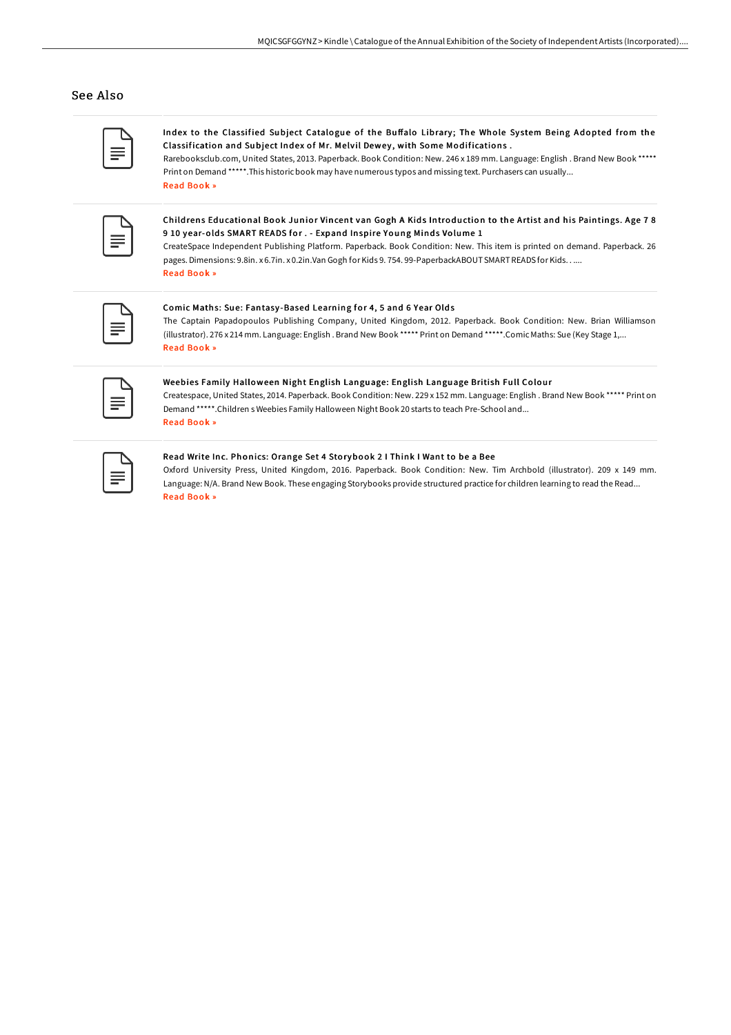## See Also

**Index to the Classified Subject Catalogue of the Buffalo Library; The Whole System Being Adopted from the Classification and Subject Index of Mr. Melvil Dewey, with Some Modifications .**

Rarebooksclub.com, United States, 2013. Paperback. Book Condition: New. 246 x 189 mm. Language: English . Brand New Book ***** Print on Demand *****.This historic book may have numerous typos and missing text. Purchasers can usually...

Read Book »

**Childrens Educational Book Junior Vincent van Gogh A Kids Introduction to the Artist and his Paintings. Age 7 8 9 10 year-olds SMART READS for . - Expand Inspire Young Minds Volume 1**

CreateSpace Independent Publishing Platform. Paperback. Book Condition: New. This item is printed on demand. Paperback. 26 pages. Dimensions: 9.8in. x 6.7in. x 0.2in.Van Gogh for Kids 9. 754. 99-PaperbackABOUT SMART READS for Kids. . ....

Read Book »

**Comic Maths: Sue: Fantasy-Based Learning for 4, 5 and 6 Year Olds**

The Captain Papadopoulos Publishing Company, United Kingdom, 2012. Paperback. Book Condition: New. Brian Williamson (illustrator). 276 x 214 mm. Language: English . Brand New Book ***** Print on Demand *****.Comic Maths: Sue (Key Stage 1,...

Read Book »

**Weebies Family Halloween Night English Language: English Language British Full Colour**

Createspace, United States, 2014. Paperback. Book Condition: New. 229 x 152 mm. Language: English . Brand New Book ***** Print on Demand *****.Children s Weebies Family Halloween Night Book 20 starts to teach Pre-School and...

Read Book »

**Read Write Inc. Phonics: Orange Set 4 Storybook 2 I Think I Want to be a Bee**

Oxford University Press, United Kingdom, 2016. Paperback. Book Condition: New. Tim Archbold (illustrator). 209 x 149 mm. Language: N/A. Brand New Book. These engaging Storybooks provide structured practice for children learning to read the Read...

Read Book »